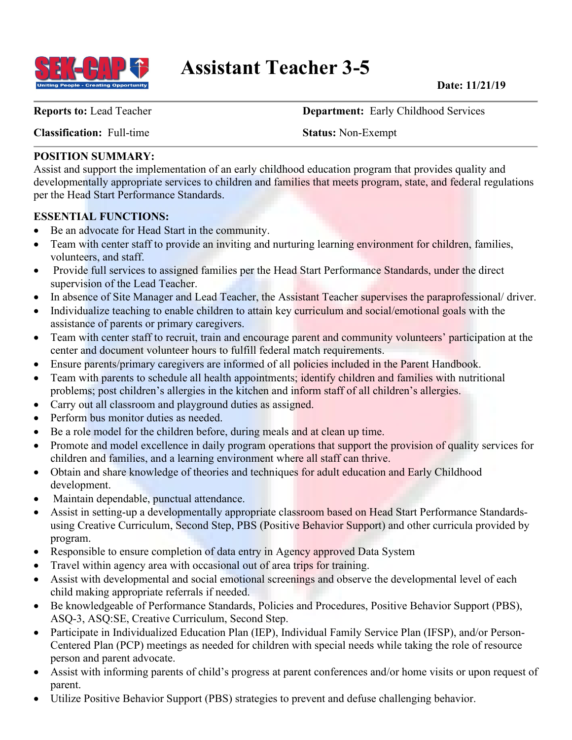# Assistant Teacher 3-5

**Date: 11/21/19**

**Reports to:** Lead Teacher  **Department:** Early Childhood Services

**Classification:** Full-time  **Status:** Non-Exempt

## POSITION SUMMARY:

Assist and support the implementation of an early childhood education program that provides quality and developmentally appropriate services to children and families that meets program, state, and federal regulations per the Head Start Performance Standards.

## ESSENTIAL FUNCTIONS:

- Be an advocate for Head Start in the community.
- Team with center staff to provide an inviting and nurturing learning environment for children, families, volunteers, and staff.
- Provide full services to assigned families per the Head Start Performance Standards, under the direct supervision of the Lead Teacher.
- In absence of Site Manager and Lead Teacher, the Assistant Teacher supervises the paraprofessional/ driver.
- Individualize teaching to enable children to attain key curriculum and social/emotional goals with the assistance of parents or primary caregivers.
- Team with center staff to recruit, train and encourage parent and community volunteers' participation at the center and document volunteer hours to fulfill federal match requirements.
- Ensure parents/primary caregivers are informed of all policies included in the Parent Handbook.
- Team with parents to schedule all health appointments; identify children and families with nutritional problems; post children's allergies in the kitchen and inform staff of all children's allergies.
- Carry out all classroom and playground duties as assigned.
- Perform bus monitor duties as needed.
- Be a role model for the children before, during meals and at clean up time.
- Promote and model excellence in daily program operations that support the provision of quality services for children and families, and a learning environment where all staff can thrive.
- Obtain and share knowledge of theories and techniques for adult education and Early Childhood development.
- Maintain dependable, punctual attendance.
- Assist in setting-up a developmentally appropriate classroom based on Head Start Performance Standards- using Creative Curriculum, Second Step, PBS (Positive Behavior Support) and other curricula provided by program.
- Responsible to ensure completion of data entry in Agency approved Data System
- Travel within agency area with occasional out of area trips for training.
- Assist with developmental and social emotional screenings and observe the developmental level of each child making appropriate referrals if needed.
- Be knowledgeable of Performance Standards, Policies and Procedures, Positive Behavior Support (PBS), ASQ-3, ASQ:SE, Creative Curriculum, Second Step.
- Participate in Individualized Education Plan (IEP), Individual Family Service Plan (IFSP), and/or Person-Centered Plan (PCP) meetings as needed for children with special needs while taking the role of resource person and parent advocate.
- Assist with informing parents of child's progress at parent conferences and/or home visits or upon request of parent.
- Utilize Positive Behavior Support (PBS) strategies to prevent and defuse challenging behavior.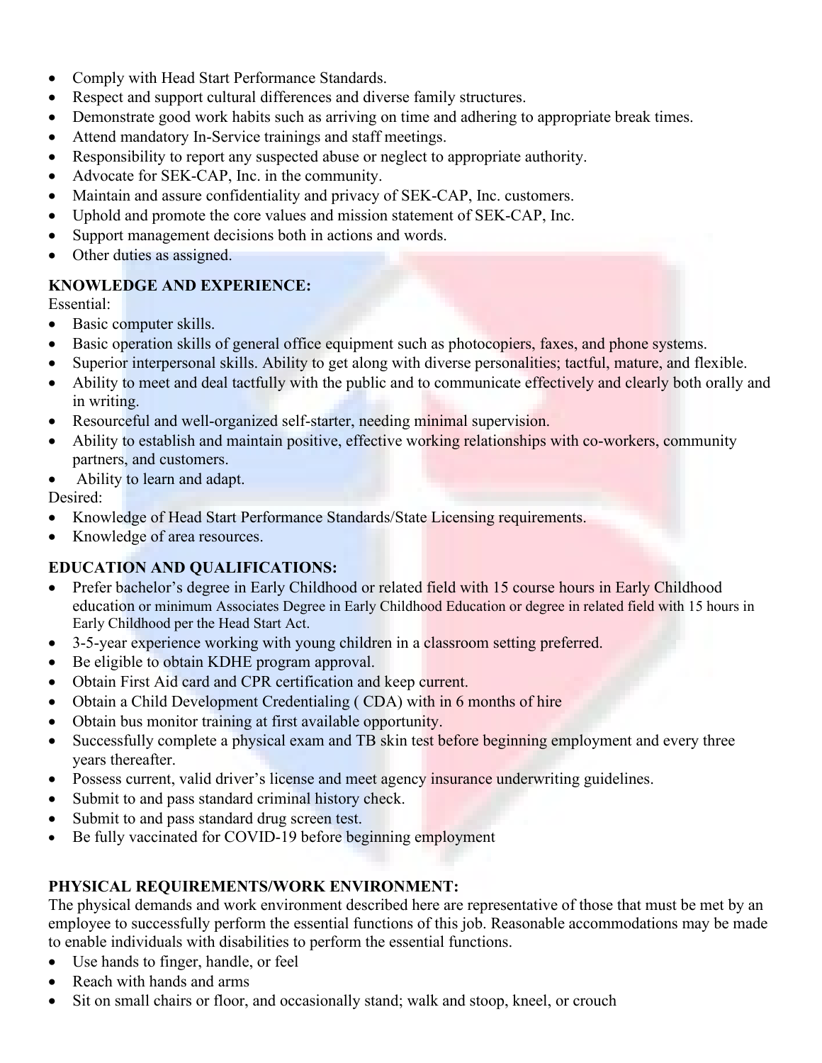- Comply with Head Start Performance Standards.
- Respect and support cultural differences and diverse family structures.
- Demonstrate good work habits such as arriving on time and adhering to appropriate break times.
- Attend mandatory In-Service trainings and staff meetings.
- Responsibility to report any suspected abuse or neglect to appropriate authority.
- Advocate for SEK-CAP, Inc. in the community.
- Maintain and assure confidentiality and privacy of SEK-CAP, Inc. customers.
- Uphold and promote the core values and mission statement of SEK-CAP, Inc.
- Support management decisions both in actions and words.
- Other duties as assigned.

**KNOWLEDGE AND EXPERIENCE:**

Essential:

- Basic computer skills.
- Basic operation skills of general office equipment such as photocopiers, faxes, and phone systems.
- Superior interpersonal skills. Ability to get along with diverse personalities; tactful, mature, and flexible.
- Ability to meet and deal tactfully with the public and to communicate effectively and clearly both orally and in writing.
- Resourceful and well-organized self-starter, needing minimal supervision.
- Ability to establish and maintain positive, effective working relationships with co-workers, community partners, and customers.
- Ability to learn and adapt.

Desired:

- Knowledge of Head Start Performance Standards/State Licensing requirements.
- Knowledge of area resources.

**EDUCATION AND QUALIFICATIONS:**

- Prefer bachelor's degree in Early Childhood or related field with 15 course hours in Early Childhood education or minimum Associates Degree in Early Childhood Education or degree in related field with 15 hours in Early Childhood per the Head Start Act.
- 3-5-year experience working with young children in a classroom setting preferred.
- Be eligible to obtain KDHE program approval.
- Obtain First Aid card and CPR certification and keep current.
- Obtain a Child Development Credentialing ( CDA) with in 6 months of hire
- Obtain bus monitor training at first available opportunity.
- Successfully complete a physical exam and TB skin test before beginning employment and every three years thereafter.
- Possess current, valid driver's license and meet agency insurance underwriting guidelines.
- Submit to and pass standard criminal history check.
- Submit to and pass standard drug screen test.
- Be fully vaccinated for COVID-19 before beginning employment

**PHYSICAL REQUIREMENTS/WORK ENVIRONMENT:**

The physical demands and work environment described here are representative of those that must be met by an employee to successfully perform the essential functions of this job. Reasonable accommodations may be made to enable individuals with disabilities to perform the essential functions.

- Use hands to finger, handle, or feel
- Reach with hands and arms
- Sit on small chairs or floor, and occasionally stand; walk and stoop, kneel, or crouch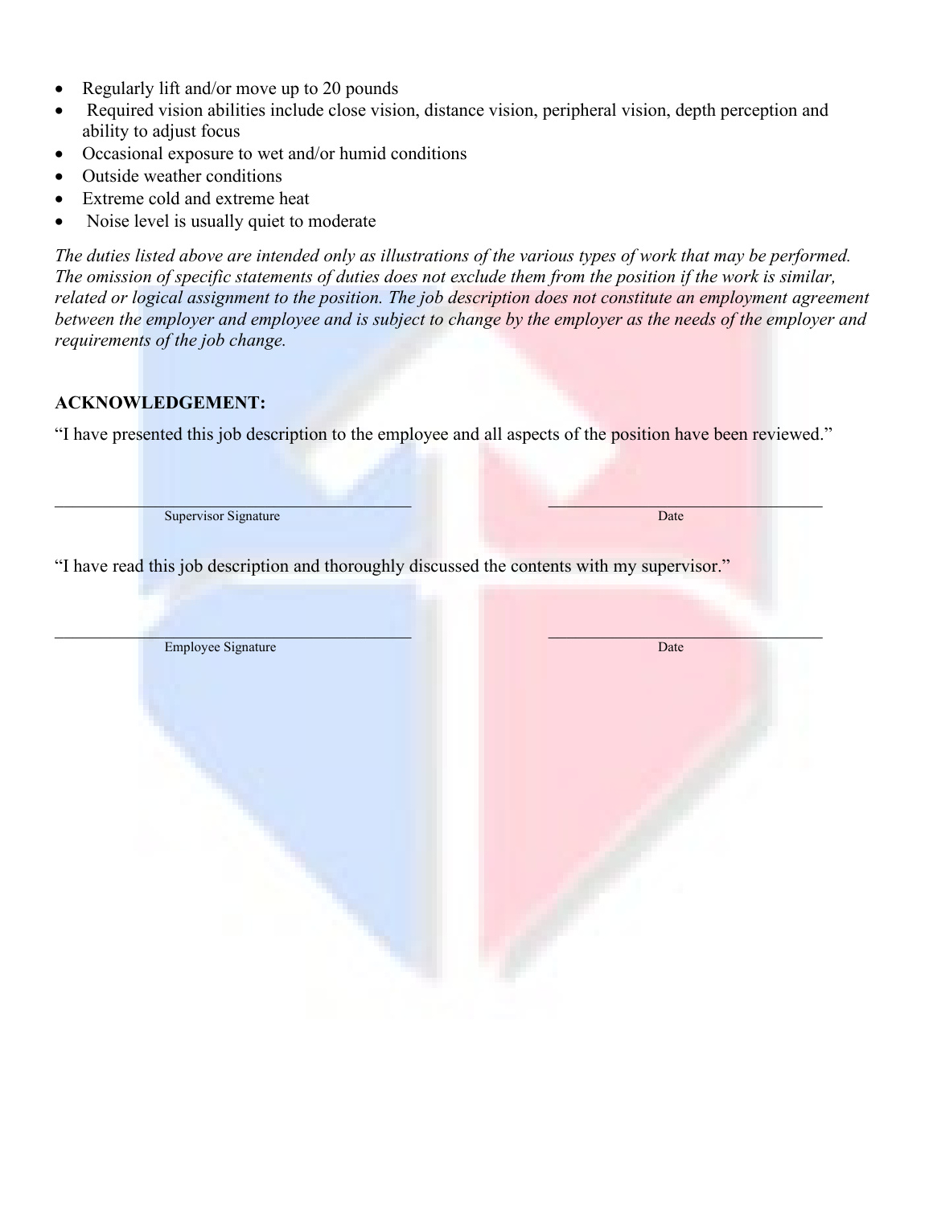- Regularly lift and/or move up to 20 pounds
- Required vision abilities include close vision, distance vision, peripheral vision, depth perception and ability to adjust focus
- Occasional exposure to wet and/or humid conditions
- Outside weather conditions
- Extreme cold and extreme heat
- Noise level is usually quiet to moderate

*The duties listed above are intended only as illustrations of the various types of work that may be performed. The omission of specific statements of duties does not exclude them from the position if the work is similar, related or logical assignment to the position. The job description does not constitute an employment agreement between the employer and employee and is subject to change by the employer as the needs of the employer and requirements of the job change.*

**ACKNOWLEDGEMENT:**

"I have presented this job description to the employee and all aspects of the position have been reviewed."

\_\_\_\_\_\_\_\_\_\_\_\_\_\_\_\_\_\_\_\_\_\_\_\_\_\_\_\_\_\_\_\_\_\_\_\_\_\_\_\_ \_\_\_\_\_\_\_\_\_\_\_\_\_\_\_\_\_\_\_\_\_\_\_\_\_\_\_\_\_\_\_\_

Supervisor Signature Date

"I have read this job description and thoroughly discussed the contents with my supervisor."

\_\_\_\_\_\_\_\_\_\_\_\_\_\_\_\_\_\_\_\_\_\_\_\_\_\_\_\_\_\_\_\_\_\_\_\_\_\_\_\_ \_\_\_\_\_\_\_\_\_\_\_\_\_\_\_\_\_\_\_\_\_\_\_\_\_\_\_\_\_\_\_\_

Employee Signature Date